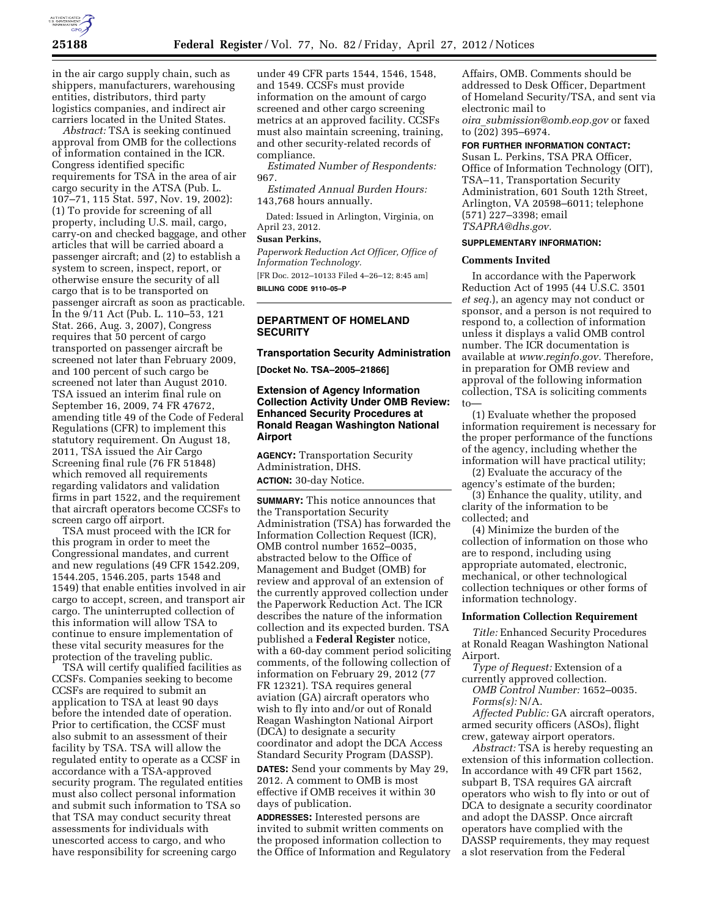in the air cargo supply chain, such as shippers, manufacturers, warehousing entities, distributors, third party logistics companies, and indirect air carriers located in the United States.

*Abstract:* TSA is seeking continued approval from OMB for the collections of information contained in the ICR. Congress identified specific requirements for TSA in the area of air cargo security in the ATSA (Pub. L. 107–71, 115 Stat. 597, Nov. 19, 2002): (1) To provide for screening of all property, including U.S. mail, cargo, carry-on and checked baggage, and other articles that will be carried aboard a passenger aircraft; and (2) to establish a system to screen, inspect, report, or otherwise ensure the security of all cargo that is to be transported on passenger aircraft as soon as practicable. In the 9/11 Act (Pub. L. 110–53, 121 Stat. 266, Aug. 3, 2007), Congress requires that 50 percent of cargo transported on passenger aircraft be screened not later than February 2009, and 100 percent of such cargo be screened not later than August 2010. TSA issued an interim final rule on September 16, 2009, 74 FR 47672, amending title 49 of the Code of Federal Regulations (CFR) to implement this statutory requirement. On August 18, 2011, TSA issued the Air Cargo Screening final rule (76 FR 51848) which removed all requirements regarding validators and validation firms in part 1522, and the requirement that aircraft operators become CCSFs to screen cargo off airport.

TSA must proceed with the ICR for this program in order to meet the Congressional mandates, and current and new regulations (49 CFR 1542.209, 1544.205, 1546.205, parts 1548 and 1549) that enable entities involved in air cargo to accept, screen, and transport air cargo. The uninterrupted collection of this information will allow TSA to continue to ensure implementation of these vital security measures for the protection of the traveling public.

TSA will certify qualified facilities as CCSFs. Companies seeking to become CCSFs are required to submit an application to TSA at least 90 days before the intended date of operation. Prior to certification, the CCSF must also submit to an assessment of their facility by TSA. TSA will allow the regulated entity to operate as a CCSF in accordance with a TSA-approved security program. The regulated entities must also collect personal information and submit such information to TSA so that TSA may conduct security threat assessments for individuals with unescorted access to cargo, and who have responsibility for screening cargo under 49 CFR parts 1544, 1546, 1548, and 1549. CCSFs must provide information on the amount of cargo screened and other cargo screening metrics at an approved facility. CCSFs must also maintain screening, training, and other security-related records of compliance.

*Estimated Number of Respondents:* 967.

*Estimated Annual Burden Hours:* 143,768 hours annually.

Dated: Issued in Arlington, Virginia, on April 23, 2012.

**Susan Perkins,**

*Paperwork Reduction Act Officer, Office of Information Technology.*

[FR Doc. 2012–10133 Filed 4–26–12; 8:45 am]

**BILLING CODE 9110–05–P**

---

## DEPARTMENT OF HOMELAND SECURITY

### Transportation Security Administration

**[Docket No. TSA–2005–21866]**

### Extension of Agency Information Collection Activity Under OMB Review: Enhanced Security Procedures at Ronald Reagan Washington National Airport

**AGENCY:** Transportation Security Administration, DHS.

**ACTION:** 30-day Notice.

**SUMMARY:** This notice announces that the Transportation Security Administration (TSA) has forwarded the Information Collection Request (ICR), OMB control number 1652–0035, abstracted below to the Office of Management and Budget (OMB) for review and approval of an extension of the currently approved collection under the Paperwork Reduction Act. The ICR describes the nature of the information collection and its expected burden. TSA published a **Federal Register** notice, with a 60-day comment period soliciting comments, of the following collection of information on February 29, 2012 (77 FR 12321). TSA requires general aviation (GA) aircraft operators who wish to fly into and/or out of Ronald Reagan Washington National Airport (DCA) to designate a security coordinator and adopt the DCA Access Standard Security Program (DASSP).

**DATES:** Send your comments by May 29, 2012. A comment to OMB is most effective if OMB receives it within 30 days of publication.

**ADDRESSES:** Interested persons are invited to submit written comments on the proposed information collection to the Office of Information and Regulatory Affairs, OMB. Comments should be addressed to Desk Officer, Department of Homeland Security/TSA, and sent via electronic mail to *oira_submission@omb.eop.gov* or faxed to (202) 395–6974.

**FOR FURTHER INFORMATION CONTACT:** Susan L. Perkins, TSA PRA Officer, Office of Information Technology (OIT), TSA–11, Transportation Security Administration, 601 South 12th Street, Arlington, VA 20598–6011; telephone (571) 227–3398; email *TSAPRA@dhs.gov.*

**SUPPLEMENTARY INFORMATION:**

#### Comments Invited

In accordance with the Paperwork Reduction Act of 1995 (44 U.S.C. 3501 *et seq.*), an agency may not conduct or sponsor, and a person is not required to respond to, a collection of information unless it displays a valid OMB control number. The ICR documentation is available at *www.reginfo.gov.* Therefore, in preparation for OMB review and approval of the following information collection, TSA is soliciting comments to—

(1) Evaluate whether the proposed information requirement is necessary for the proper performance of the functions of the agency, including whether the information will have practical utility;

(2) Evaluate the accuracy of the agency's estimate of the burden;

(3) Enhance the quality, utility, and clarity of the information to be collected; and

(4) Minimize the burden of the collection of information on those who are to respond, including using appropriate automated, electronic, mechanical, or other technological collection techniques or other forms of information technology.

#### Information Collection Requirement

*Title:* Enhanced Security Procedures at Ronald Reagan Washington National Airport.

*Type of Request:* Extension of a currently approved collection.

*OMB Control Number:* 1652–0035.

*Forms(s):* N/A.

*Affected Public:* GA aircraft operators, armed security officers (ASOs), flight crew, gateway airport operators.

*Abstract:* TSA is hereby requesting an extension of this information collection. In accordance with 49 CFR part 1562, subpart B, TSA requires GA aircraft operators who wish to fly into or out of DCA to designate a security coordinator and adopt the DASSP. Once aircraft operators have complied with the DASSP requirements, they may request a slot reservation from the Federal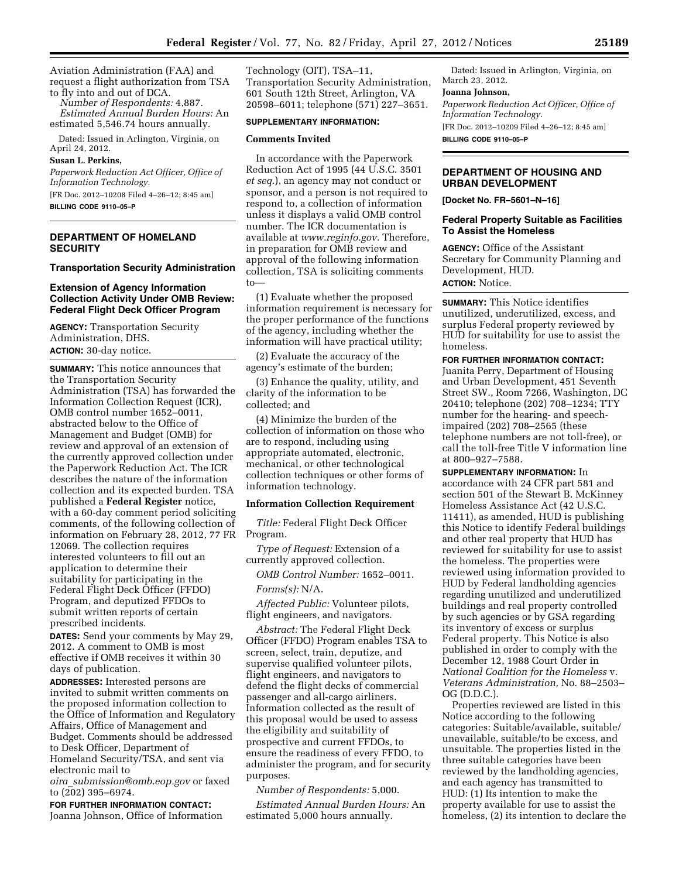Aviation Administration (FAA) and request a flight authorization from TSA to fly into and out of DCA.

*Number of Respondents:* 4,887.

*Estimated Annual Burden Hours:* An estimated 5,546.74 hours annually.

Dated: Issued in Arlington, Virginia, on April 24, 2012.

**Susan L. Perkins,**

*Paperwork Reduction Act Officer, Office of Information Technology.*

[FR Doc. 2012–10208 Filed 4–26–12; 8:45 am]

**BILLING CODE 9110–05–P**

---

## DEPARTMENT OF HOMELAND SECURITY

### Transportation Security Administration

### Extension of Agency Information Collection Activity Under OMB Review: Federal Flight Deck Officer Program

**AGENCY:** Transportation Security Administration, DHS.

**ACTION:** 30-day notice.

**SUMMARY:** This notice announces that the Transportation Security Administration (TSA) has forwarded the Information Collection Request (ICR), OMB control number 1652–0011, abstracted below to the Office of Management and Budget (OMB) for review and approval of an extension of the currently approved collection under the Paperwork Reduction Act. The ICR describes the nature of the information collection and its expected burden. TSA published a **Federal Register** notice, with a 60-day comment period soliciting comments, of the following collection of information on February 28, 2012, 77 FR 12069. The collection requires interested volunteers to fill out an application to determine their suitability for participating in the Federal Flight Deck Officer (FFDO) Program, and deputized FFDOs to submit written reports of certain prescribed incidents.

**DATES:** Send your comments by May 29, 2012. A comment to OMB is most effective if OMB receives it within 30 days of publication.

**ADDRESSES:** Interested persons are invited to submit written comments on the proposed information collection to the Office of Information and Regulatory Affairs, Office of Management and Budget. Comments should be addressed to Desk Officer, Department of Homeland Security/TSA, and sent via electronic mail to *oira_submission@omb.eop.gov* or faxed to (202) 395–6974.

**FOR FURTHER INFORMATION CONTACT:** Joanna Johnson, Office of Information Technology (OIT), TSA–11, Transportation Security Administration, 601 South 12th Street, Arlington, VA 20598–6011; telephone (571) 227–3651.

**SUPPLEMENTARY INFORMATION:**

#### Comments Invited

In accordance with the Paperwork Reduction Act of 1995 (44 U.S.C. 3501 *et seq.*), an agency may not conduct or sponsor, and a person is not required to respond to, a collection of information unless it displays a valid OMB control number. The ICR documentation is available at *www.reginfo.gov.* Therefore, in preparation for OMB review and approval of the following information collection, TSA is soliciting comments to—

(1) Evaluate whether the proposed information requirement is necessary for the proper performance of the functions of the agency, including whether the information will have practical utility;

(2) Evaluate the accuracy of the agency's estimate of the burden;

(3) Enhance the quality, utility, and clarity of the information to be collected; and

(4) Minimize the burden of the collection of information on those who are to respond, including using appropriate automated, electronic, mechanical, or other technological collection techniques or other forms of information technology.

#### Information Collection Requirement

*Title:* Federal Flight Deck Officer Program.

*Type of Request:* Extension of a currently approved collection.

*OMB Control Number:* 1652–0011.

*Forms(s):* N/A.

*Affected Public:* Volunteer pilots, flight engineers, and navigators.

*Abstract:* The Federal Flight Deck Officer (FFDO) Program enables TSA to screen, select, train, deputize, and supervise qualified volunteer pilots, flight engineers, and navigators to defend the flight decks of commercial passenger and all-cargo airliners. Information collected as the result of this proposal would be used to assess the eligibility and suitability of prospective and current FFDOs, to ensure the readiness of every FFDO, to administer the program, and for security purposes.

*Number of Respondents:* 5,000.

*Estimated Annual Burden Hours:* An estimated 5,000 hours annually.

Dated: Issued in Arlington, Virginia, on March 23, 2012.

**Joanna Johnson,**

*Paperwork Reduction Act Officer, Office of Information Technology.*

[FR Doc. 2012–10209 Filed 4–26–12; 8:45 am]

**BILLING CODE 9110–05–P**

---

## DEPARTMENT OF HOUSING AND URBAN DEVELOPMENT

**[Docket No. FR–5601–N–16]**

### Federal Property Suitable as Facilities To Assist the Homeless

**AGENCY:** Office of the Assistant Secretary for Community Planning and Development, HUD.

**ACTION:** Notice.

**SUMMARY:** This Notice identifies unutilized, underutilized, excess, and surplus Federal property reviewed by HUD for suitability for use to assist the homeless.

**FOR FURTHER INFORMATION CONTACT:** Juanita Perry, Department of Housing and Urban Development, 451 Seventh Street SW., Room 7266, Washington, DC 20410; telephone (202) 708–1234; TTY number for the hearing- and speech-impaired (202) 708–2565 (these telephone numbers are not toll-free), or call the toll-free Title V information line at 800–927–7588.

**SUPPLEMENTARY INFORMATION:** In accordance with 24 CFR part 581 and section 501 of the Stewart B. McKinney Homeless Assistance Act (42 U.S.C. 11411), as amended, HUD is publishing this Notice to identify Federal buildings and other real property that HUD has reviewed for suitability for use to assist the homeless. The properties were reviewed using information provided to HUD by Federal landholding agencies regarding unutilized and underutilized buildings and real property controlled by such agencies or by GSA regarding its inventory of excess or surplus Federal property. This Notice is also published in order to comply with the December 12, 1988 Court Order in *National Coalition for the Homeless* v. *Veterans Administration,* No. 88–2503–OG (D.D.C.).

Properties reviewed are listed in this Notice according to the following categories: Suitable/available, suitable/unavailable, suitable/to be excess, and unsuitable. The properties listed in the three suitable categories have been reviewed by the landholding agencies, and each agency has transmitted to HUD: (1) Its intention to make the property available for use to assist the homeless, (2) its intention to declare the